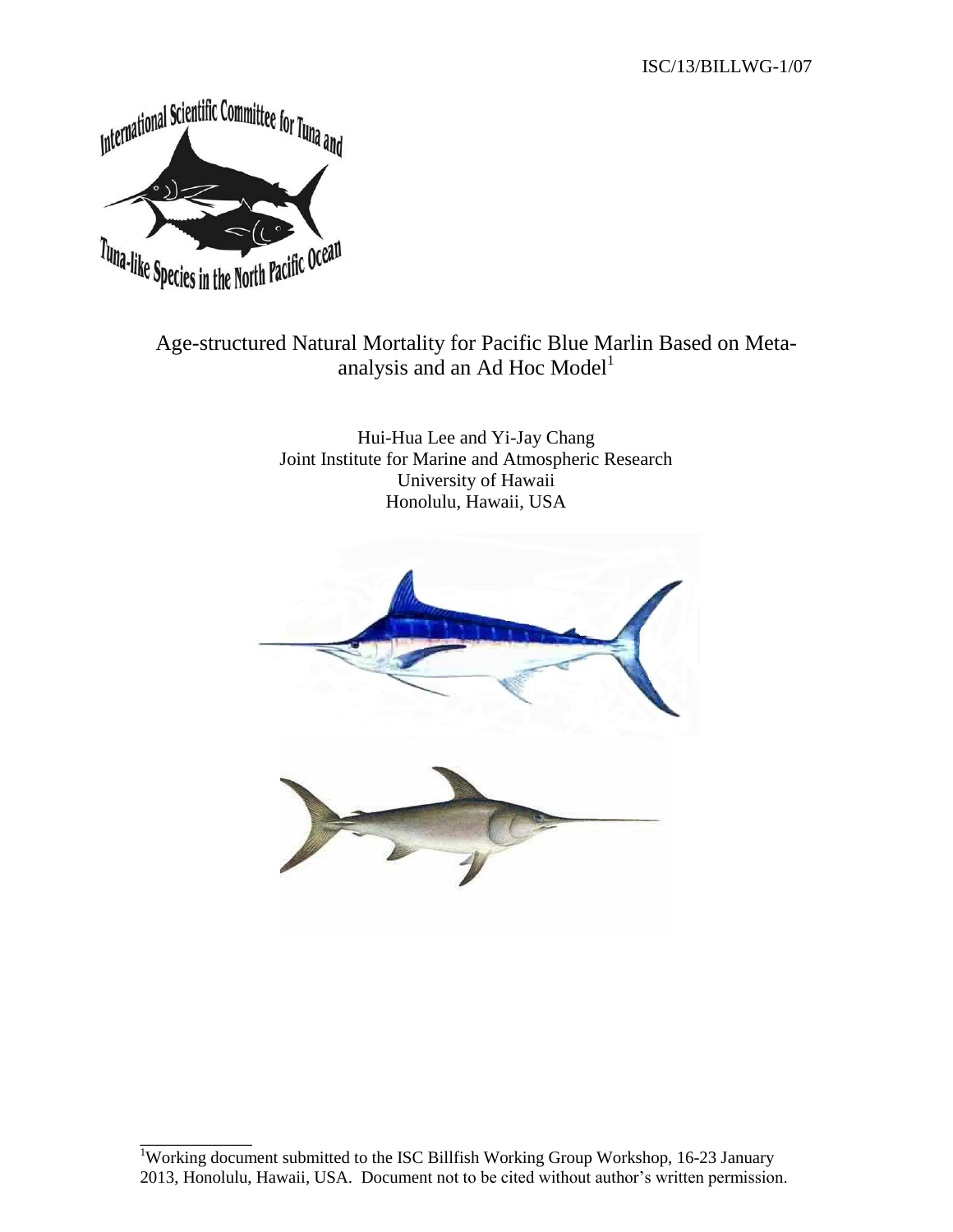ISC/13/BILLWG-1/07

# Age-structured Natural Mortality for Pacific Blue Marlin Based on Meta-analysis and an Ad Hoc Model[1]

Hui-Hua Lee and Yi-Jay Chang
Joint Institute for Marine and Atmospheric Research
University of Hawaii
Honolulu, Hawaii, USA

[1]Working document submitted to the ISC Billfish Working Group Workshop, 16-23 January 2013, Honolulu, Hawaii, USA. Document not to be cited without author's written permission.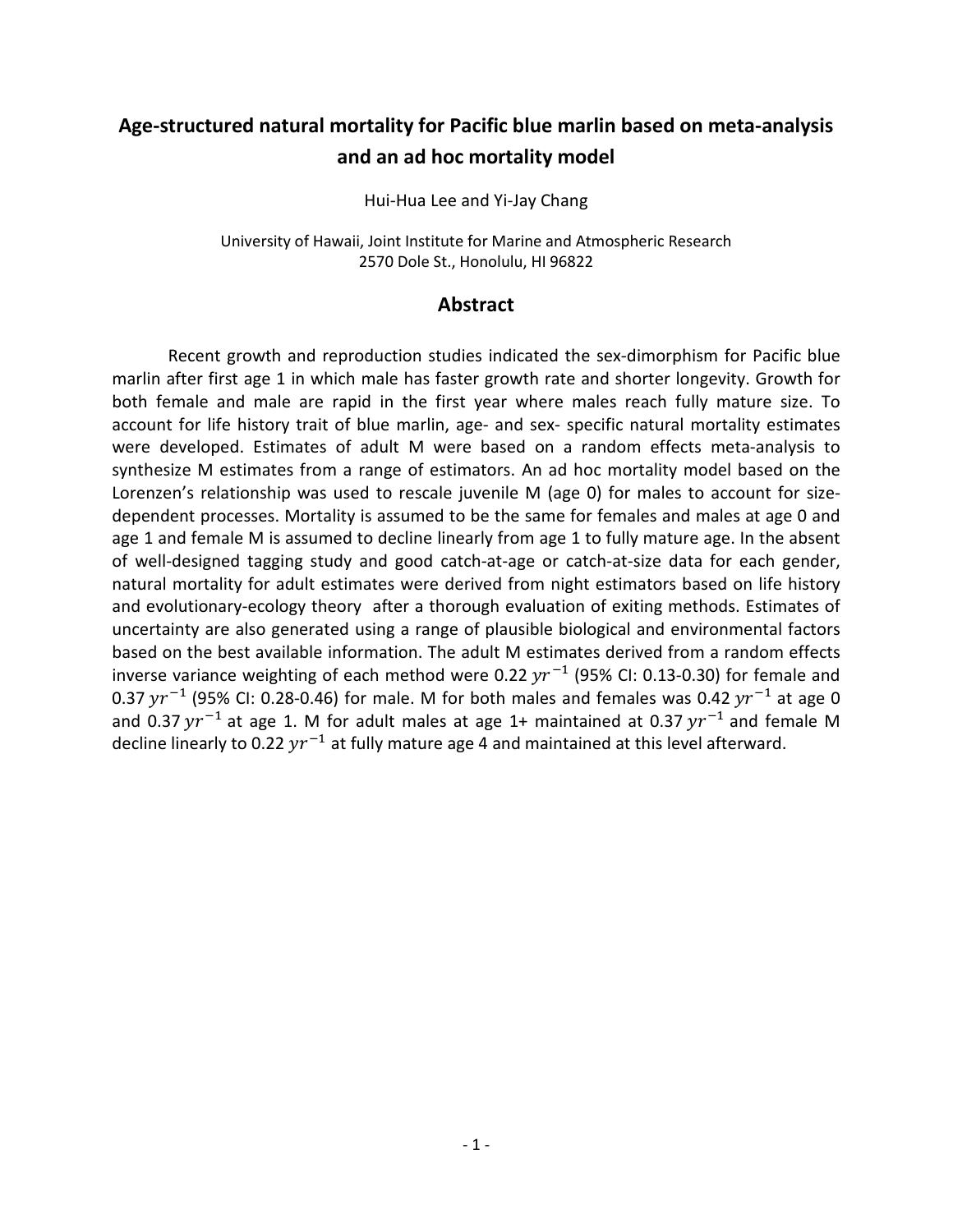# Age-structured natural mortality for Pacific blue marlin based on meta-analysis and an ad hoc mortality model

Hui-Hua Lee and Yi-Jay Chang

University of Hawaii, Joint Institute for Marine and Atmospheric Research
2570 Dole St., Honolulu, HI 96822

## Abstract

Recent growth and reproduction studies indicated the sex-dimorphism for Pacific blue marlin after first age 1 in which male has faster growth rate and shorter longevity. Growth for both female and male are rapid in the first year where males reach fully mature size. To account for life history trait of blue marlin, age- and sex- specific natural mortality estimates were developed. Estimates of adult M were based on a random effects meta-analysis to synthesize M estimates from a range of estimators. An ad hoc mortality model based on the Lorenzen's relationship was used to rescale juvenile M (age 0) for males to account for size-dependent processes. Mortality is assumed to be the same for females and males at age 0 and age 1 and female M is assumed to decline linearly from age 1 to fully mature age. In the absent of well-designed tagging study and good catch-at-age or catch-at-size data for each gender, natural mortality for adult estimates were derived from night estimators based on life history and evolutionary-ecology theory after a thorough evaluation of exiting methods. Estimates of uncertainty are also generated using a range of plausible biological and environmental factors based on the best available information. The adult M estimates derived from a random effects inverse variance weighting of each method were 0.22 $yr^{-1}$ (95% CI: 0.13-0.30) for female and 0.37 $yr^{-1}$ (95% CI: 0.28-0.46) for male. M for both males and females was 0.42 $yr^{-1}$ at age 0 and 0.37 $yr^{-1}$ at age 1. M for adult males at age 1+ maintained at 0.37 $yr^{-1}$ and female M decline linearly to 0.22 $yr^{-1}$ at fully mature age 4 and maintained at this level afterward.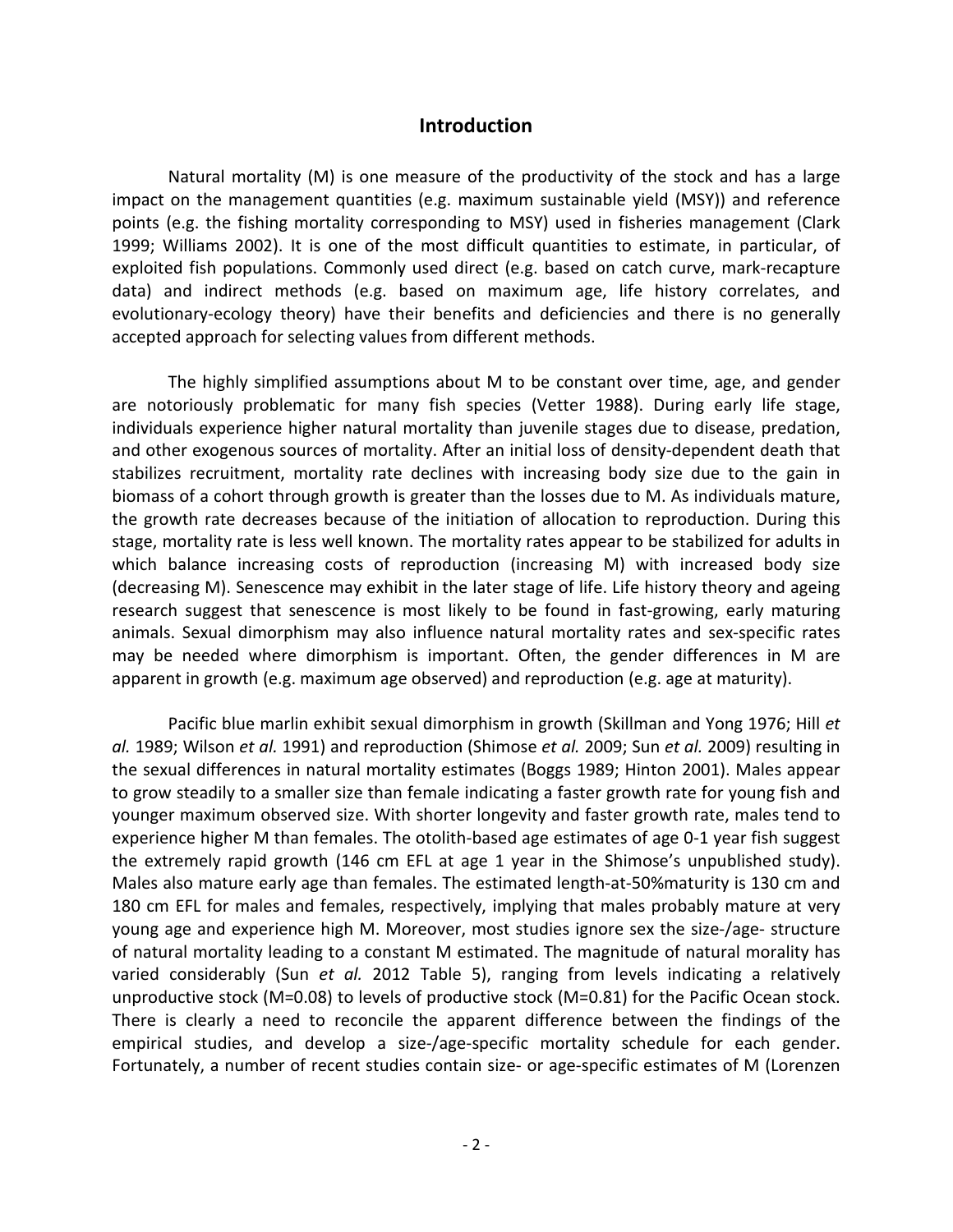## Introduction

Natural mortality (M) is one measure of the productivity of the stock and has a large impact on the management quantities (e.g. maximum sustainable yield (MSY)) and reference points (e.g. the fishing mortality corresponding to MSY) used in fisheries management (Clark 1999; Williams 2002). It is one of the most difficult quantities to estimate, in particular, of exploited fish populations. Commonly used direct (e.g. based on catch curve, mark-recapture data) and indirect methods (e.g. based on maximum age, life history correlates, and evolutionary-ecology theory) have their benefits and deficiencies and there is no generally accepted approach for selecting values from different methods.

The highly simplified assumptions about M to be constant over time, age, and gender are notoriously problematic for many fish species (Vetter 1988). During early life stage, individuals experience higher natural mortality than juvenile stages due to disease, predation, and other exogenous sources of mortality. After an initial loss of density-dependent death that stabilizes recruitment, mortality rate declines with increasing body size due to the gain in biomass of a cohort through growth is greater than the losses due to M. As individuals mature, the growth rate decreases because of the initiation of allocation to reproduction. During this stage, mortality rate is less well known. The mortality rates appear to be stabilized for adults in which balance increasing costs of reproduction (increasing M) with increased body size (decreasing M). Senescence may exhibit in the later stage of life. Life history theory and ageing research suggest that senescence is most likely to be found in fast-growing, early maturing animals. Sexual dimorphism may also influence natural mortality rates and sex-specific rates may be needed where dimorphism is important. Often, the gender differences in M are apparent in growth (e.g. maximum age observed) and reproduction (e.g. age at maturity).

Pacific blue marlin exhibit sexual dimorphism in growth (Skillman and Yong 1976; Hill *et al.* 1989; Wilson *et al.* 1991) and reproduction (Shimose *et al.* 2009; Sun *et al.* 2009) resulting in the sexual differences in natural mortality estimates (Boggs 1989; Hinton 2001). Males appear to grow steadily to a smaller size than female indicating a faster growth rate for young fish and younger maximum observed size. With shorter longevity and faster growth rate, males tend to experience higher M than females. The otolith-based age estimates of age 0-1 year fish suggest the extremely rapid growth (146 cm EFL at age 1 year in the Shimose's unpublished study). Males also mature early age than females. The estimated length-at-50%maturity is 130 cm and 180 cm EFL for males and females, respectively, implying that males probably mature at very young age and experience high M. Moreover, most studies ignore sex the size-/age- structure of natural mortality leading to a constant M estimated. The magnitude of natural morality has varied considerably (Sun *et al.* 2012 Table 5), ranging from levels indicating a relatively unproductive stock (M=0.08) to levels of productive stock (M=0.81) for the Pacific Ocean stock. There is clearly a need to reconcile the apparent difference between the findings of the empirical studies, and develop a size-/age-specific mortality schedule for each gender. Fortunately, a number of recent studies contain size- or age-specific estimates of M (Lorenzen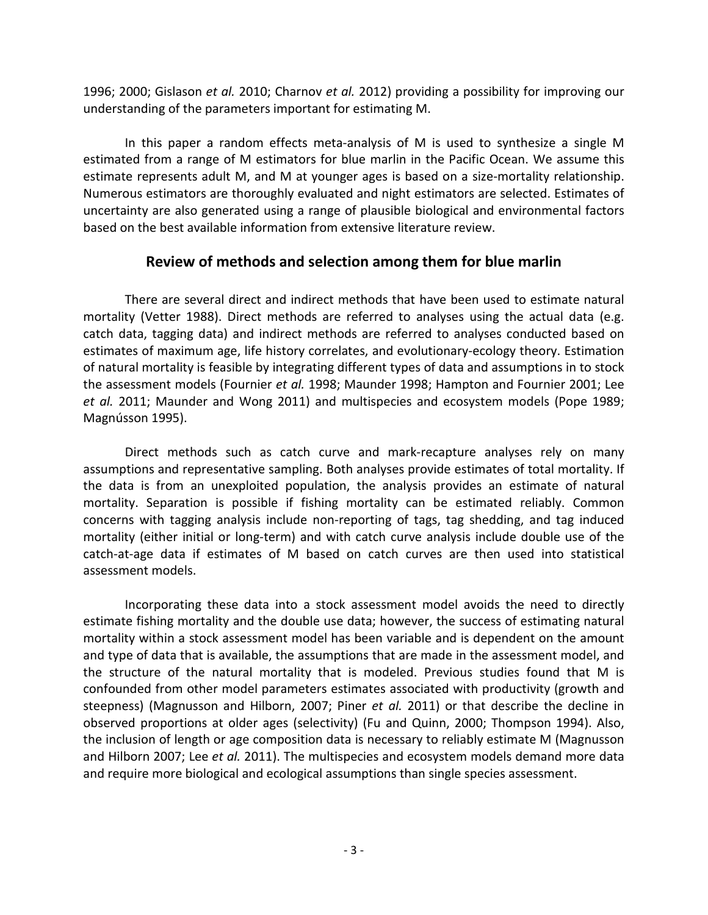1996; 2000; Gislason *et al.* 2010; Charnov *et al.* 2012) providing a possibility for improving our understanding of the parameters important for estimating M.

In this paper a random effects meta-analysis of M is used to synthesize a single M estimated from a range of M estimators for blue marlin in the Pacific Ocean. We assume this estimate represents adult M, and M at younger ages is based on a size-mortality relationship. Numerous estimators are thoroughly evaluated and night estimators are selected. Estimates of uncertainty are also generated using a range of plausible biological and environmental factors based on the best available information from extensive literature review.

## Review of methods and selection among them for blue marlin

There are several direct and indirect methods that have been used to estimate natural mortality (Vetter 1988). Direct methods are referred to analyses using the actual data (e.g. catch data, tagging data) and indirect methods are referred to analyses conducted based on estimates of maximum age, life history correlates, and evolutionary-ecology theory. Estimation of natural mortality is feasible by integrating different types of data and assumptions in to stock the assessment models (Fournier *et al.* 1998; Maunder 1998; Hampton and Fournier 2001; Lee *et al.* 2011; Maunder and Wong 2011) and multispecies and ecosystem models (Pope 1989; Magnússon 1995).

Direct methods such as catch curve and mark-recapture analyses rely on many assumptions and representative sampling. Both analyses provide estimates of total mortality. If the data is from an unexploited population, the analysis provides an estimate of natural mortality. Separation is possible if fishing mortality can be estimated reliably. Common concerns with tagging analysis include non-reporting of tags, tag shedding, and tag induced mortality (either initial or long-term) and with catch curve analysis include double use of the catch-at-age data if estimates of M based on catch curves are then used into statistical assessment models.

Incorporating these data into a stock assessment model avoids the need to directly estimate fishing mortality and the double use data; however, the success of estimating natural mortality within a stock assessment model has been variable and is dependent on the amount and type of data that is available, the assumptions that are made in the assessment model, and the structure of the natural mortality that is modeled. Previous studies found that M is confounded from other model parameters estimates associated with productivity (growth and steepness) (Magnusson and Hilborn, 2007; Piner *et al.* 2011) or that describe the decline in observed proportions at older ages (selectivity) (Fu and Quinn, 2000; Thompson 1994). Also, the inclusion of length or age composition data is necessary to reliably estimate M (Magnusson and Hilborn 2007; Lee *et al.* 2011). The multispecies and ecosystem models demand more data and require more biological and ecological assumptions than single species assessment.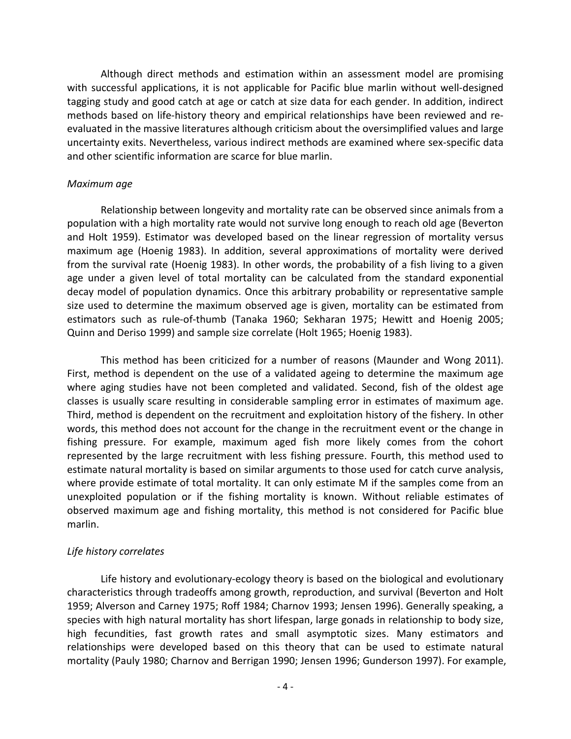Although direct methods and estimation within an assessment model are promising with successful applications, it is not applicable for Pacific blue marlin without well-designed tagging study and good catch at age or catch at size data for each gender. In addition, indirect methods based on life-history theory and empirical relationships have been reviewed and re-evaluated in the massive literatures although criticism about the oversimplified values and large uncertainty exits. Nevertheless, various indirect methods are examined where sex-specific data and other scientific information are scarce for blue marlin.

*Maximum age*

Relationship between longevity and mortality rate can be observed since animals from a population with a high mortality rate would not survive long enough to reach old age (Beverton and Holt 1959). Estimator was developed based on the linear regression of mortality versus maximum age (Hoenig 1983). In addition, several approximations of mortality were derived from the survival rate (Hoenig 1983). In other words, the probability of a fish living to a given age under a given level of total mortality can be calculated from the standard exponential decay model of population dynamics. Once this arbitrary probability or representative sample size used to determine the maximum observed age is given, mortality can be estimated from estimators such as rule-of-thumb (Tanaka 1960; Sekharan 1975; Hewitt and Hoenig 2005; Quinn and Deriso 1999) and sample size correlate (Holt 1965; Hoenig 1983).

This method has been criticized for a number of reasons (Maunder and Wong 2011). First, method is dependent on the use of a validated ageing to determine the maximum age where aging studies have not been completed and validated. Second, fish of the oldest age classes is usually scare resulting in considerable sampling error in estimates of maximum age. Third, method is dependent on the recruitment and exploitation history of the fishery. In other words, this method does not account for the change in the recruitment event or the change in fishing pressure. For example, maximum aged fish more likely comes from the cohort represented by the large recruitment with less fishing pressure. Fourth, this method used to estimate natural mortality is based on similar arguments to those used for catch curve analysis, where provide estimate of total mortality. It can only estimate M if the samples come from an unexploited population or if the fishing mortality is known. Without reliable estimates of observed maximum age and fishing mortality, this method is not considered for Pacific blue marlin.

*Life history correlates*

Life history and evolutionary-ecology theory is based on the biological and evolutionary characteristics through tradeoffs among growth, reproduction, and survival (Beverton and Holt 1959; Alverson and Carney 1975; Roff 1984; Charnov 1993; Jensen 1996). Generally speaking, a species with high natural mortality has short lifespan, large gonads in relationship to body size, high fecundities, fast growth rates and small asymptotic sizes. Many estimators and relationships were developed based on this theory that can be used to estimate natural mortality (Pauly 1980; Charnov and Berrigan 1990; Jensen 1996; Gunderson 1997). For example,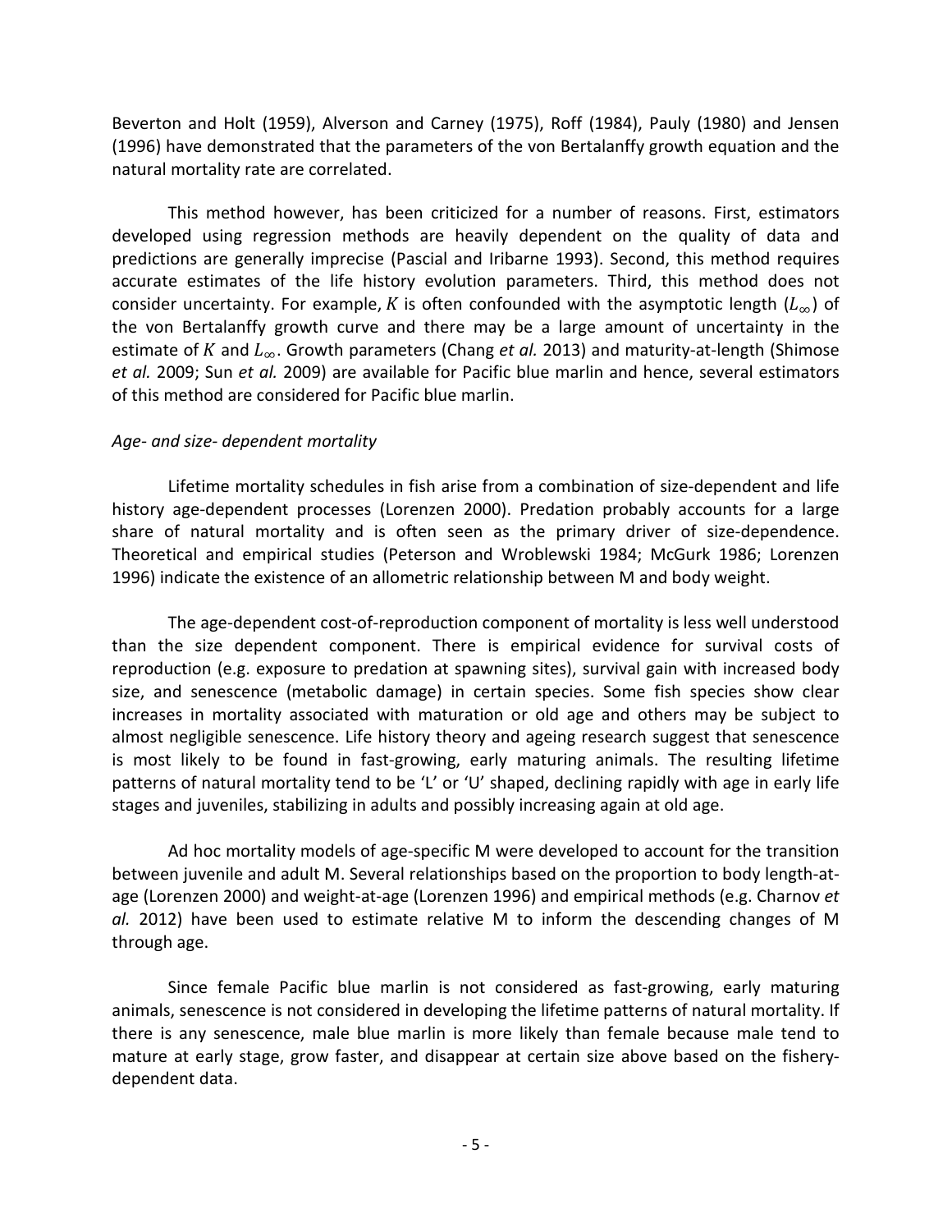Beverton and Holt (1959), Alverson and Carney (1975), Roff (1984), Pauly (1980) and Jensen (1996) have demonstrated that the parameters of the von Bertalanffy growth equation and the natural mortality rate are correlated.

This method however, has been criticized for a number of reasons. First, estimators developed using regression methods are heavily dependent on the quality of data and predictions are generally imprecise (Pascial and Iribarne 1993). Second, this method requires accurate estimates of the life history evolution parameters. Third, this method does not consider uncertainty. For example, $K$ is often confounded with the asymptotic length ($L_{\infty}$) of the von Bertalanffy growth curve and there may be a large amount of uncertainty in the estimate of $K$ and $L_{\infty}$. Growth parameters (Chang *et al.* 2013) and maturity-at-length (Shimose *et al.* 2009; Sun *et al.* 2009) are available for Pacific blue marlin and hence, several estimators of this method are considered for Pacific blue marlin.

*Age- and size- dependent mortality*

Lifetime mortality schedules in fish arise from a combination of size-dependent and life history age-dependent processes (Lorenzen 2000). Predation probably accounts for a large share of natural mortality and is often seen as the primary driver of size-dependence. Theoretical and empirical studies (Peterson and Wroblewski 1984; McGurk 1986; Lorenzen 1996) indicate the existence of an allometric relationship between M and body weight.

The age-dependent cost-of-reproduction component of mortality is less well understood than the size dependent component. There is empirical evidence for survival costs of reproduction (e.g. exposure to predation at spawning sites), survival gain with increased body size, and senescence (metabolic damage) in certain species. Some fish species show clear increases in mortality associated with maturation or old age and others may be subject to almost negligible senescence. Life history theory and ageing research suggest that senescence is most likely to be found in fast-growing, early maturing animals. The resulting lifetime patterns of natural mortality tend to be 'L' or 'U' shaped, declining rapidly with age in early life stages and juveniles, stabilizing in adults and possibly increasing again at old age.

Ad hoc mortality models of age-specific M were developed to account for the transition between juvenile and adult M. Several relationships based on the proportion to body length-at-age (Lorenzen 2000) and weight-at-age (Lorenzen 1996) and empirical methods (e.g. Charnov *et al.* 2012) have been used to estimate relative M to inform the descending changes of M through age.

Since female Pacific blue marlin is not considered as fast-growing, early maturing animals, senescence is not considered in developing the lifetime patterns of natural mortality. If there is any senescence, male blue marlin is more likely than female because male tend to mature at early stage, grow faster, and disappear at certain size above based on the fishery-dependent data.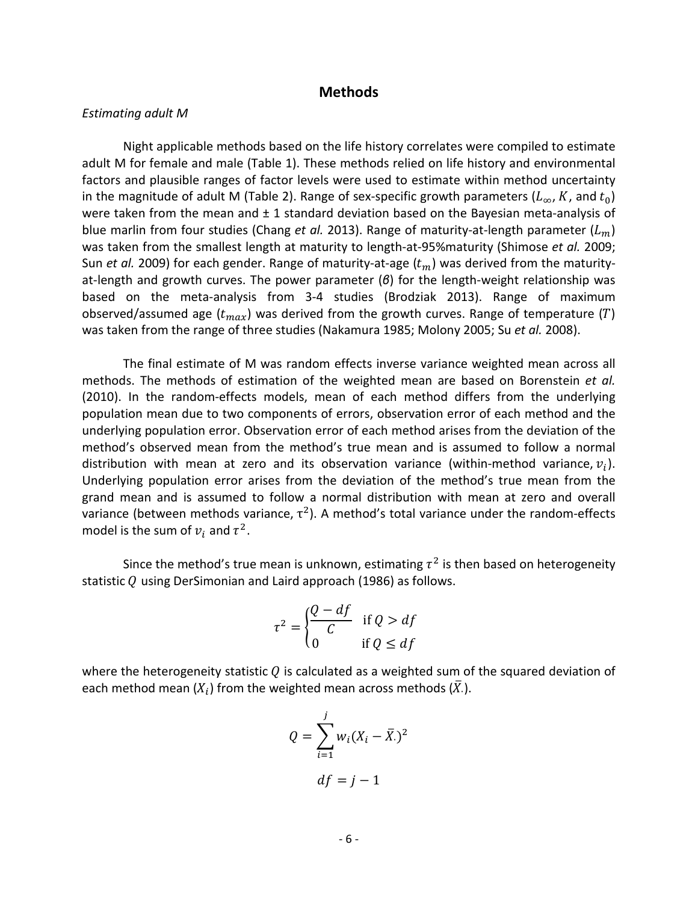## Methods

*Estimating adult M*

Night applicable methods based on the life history correlates were compiled to estimate adult M for female and male (Table 1). These methods relied on life history and environmental factors and plausible ranges of factor levels were used to estimate within method uncertainty in the magnitude of adult M (Table 2). Range of sex-specific growth parameters ($L_\infty$, $K$, and $t_0$) were taken from the mean and ± 1 standard deviation based on the Bayesian meta-analysis of blue marlin from four studies (Chang *et al.* 2013). Range of maturity-at-length parameter ($L_m$) was taken from the smallest length at maturity to length-at-95%maturity (Shimose *et al.* 2009; Sun *et al.* 2009) for each gender. Range of maturity-at-age ($t_m$) was derived from the maturity-at-length and growth curves. The power parameter ($\beta$) for the length-weight relationship was based on the meta-analysis from 3-4 studies (Brodziak 2013). Range of maximum observed/assumed age ($t_{max}$) was derived from the growth curves. Range of temperature ($T$) was taken from the range of three studies (Nakamura 1985; Molony 2005; Su *et al.* 2008).

The final estimate of M was random effects inverse variance weighted mean across all methods. The methods of estimation of the weighted mean are based on Borenstein *et al.* (2010). In the random-effects models, mean of each method differs from the underlying population mean due to two components of errors, observation error of each method and the underlying population error. Observation error of each method arises from the deviation of the method's observed mean from the method's true mean and is assumed to follow a normal distribution with mean at zero and its observation variance (within-method variance, $v_i$). Underlying population error arises from the deviation of the method's true mean from the grand mean and is assumed to follow a normal distribution with mean at zero and overall variance (between methods variance, $\tau^2$). A method's total variance under the random-effects model is the sum of $v_i$ and $\tau^2$.

Since the method's true mean is unknown, estimating $\tau^2$ is then based on heterogeneity statistic $Q$ using DerSimonian and Laird approach (1986) as follows.

$$\tau^2 = \begin{cases} \dfrac{Q - df}{C} & \text{if } Q > df \\ 0 & \text{if } Q \le df \end{cases}$$

where the heterogeneity statistic $Q$ is calculated as a weighted sum of the squared deviation of each method mean ($X_i$) from the weighted mean across methods ($\bar{X}.$).

$$Q = \sum_{i=1}^{j} w_i (X_i - \bar{X}.)^2$$

$$df = j - 1$$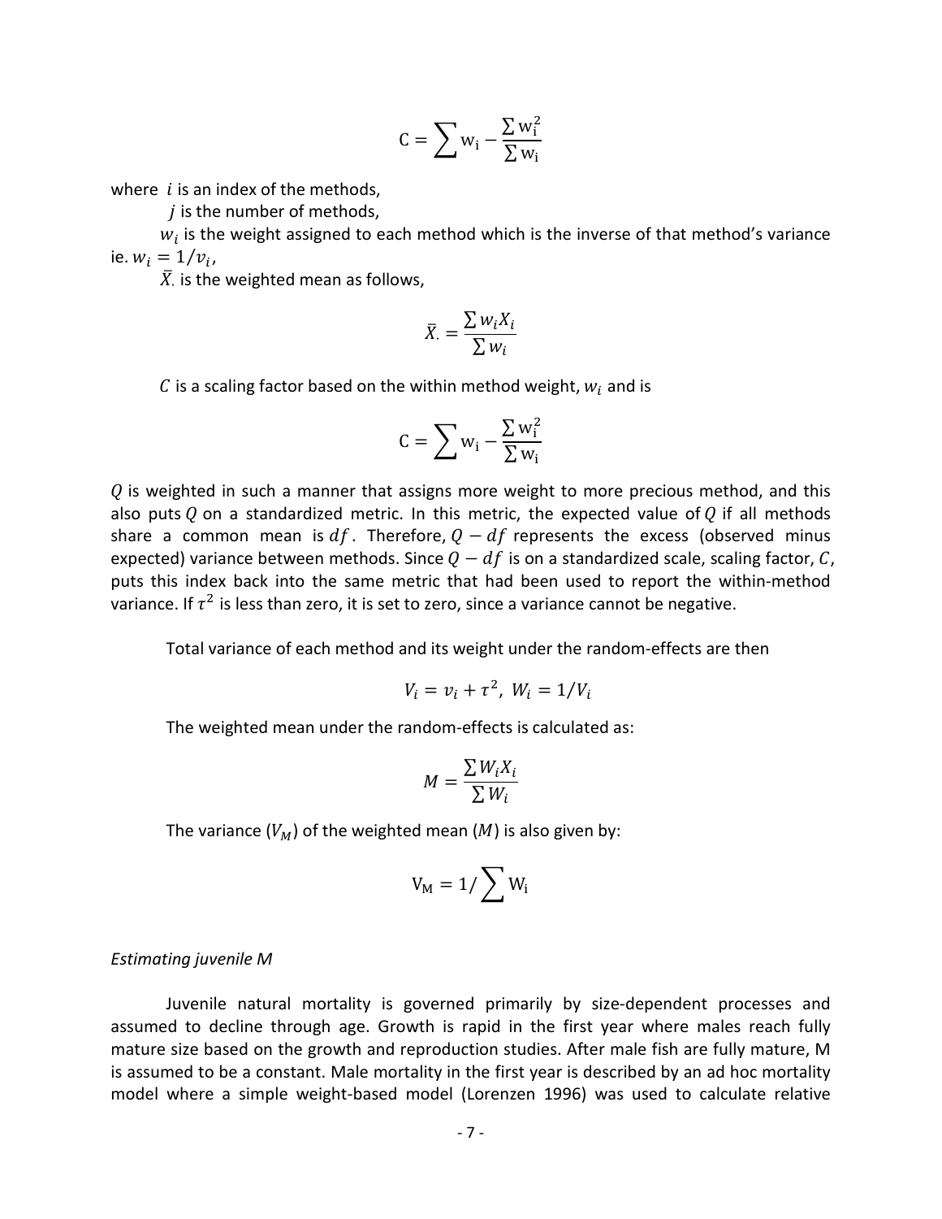$$C = \sum w_i - \frac{\sum w_i^2}{\sum w_i}$$

where $i$ is an index of the methods,

$j$ is the number of methods,

$w_i$ is the weight assigned to each method which is the inverse of that method's variance ie. $w_i = 1/v_i$,

$\bar{X}.$ is the weighted mean as follows,

$$\bar{X}. = \frac{\sum w_i X_i}{\sum w_i}$$

$C$ is a scaling factor based on the within method weight, $w_i$ and is

$$C = \sum w_i - \frac{\sum w_i^2}{\sum w_i}$$

$Q$ is weighted in such a manner that assigns more weight to more precious method, and this also puts $Q$ on a standardized metric. In this metric, the expected value of $Q$ if all methods share a common mean is $df$. Therefore, $Q - df$ represents the excess (observed minus expected) variance between methods. Since $Q - df$ is on a standardized scale, scaling factor, $C$, puts this index back into the same metric that had been used to report the within-method variance. If $\tau^2$ is less than zero, it is set to zero, since a variance cannot be negative.

Total variance of each method and its weight under the random-effects are then

$$V_i = v_i + \tau^2, \; W_i = 1/V_i$$

The weighted mean under the random-effects is calculated as:

$$M = \frac{\sum W_i X_i}{\sum W_i}$$

The variance ($V_M$) of the weighted mean ($M$) is also given by:

$$V_M = 1/\sum W_i$$

*Estimating juvenile M*

Juvenile natural mortality is governed primarily by size-dependent processes and assumed to decline through age. Growth is rapid in the first year where males reach fully mature size based on the growth and reproduction studies. After male fish are fully mature, M is assumed to be a constant. Male mortality in the first year is described by an ad hoc mortality model where a simple weight-based model (Lorenzen 1996) was used to calculate relative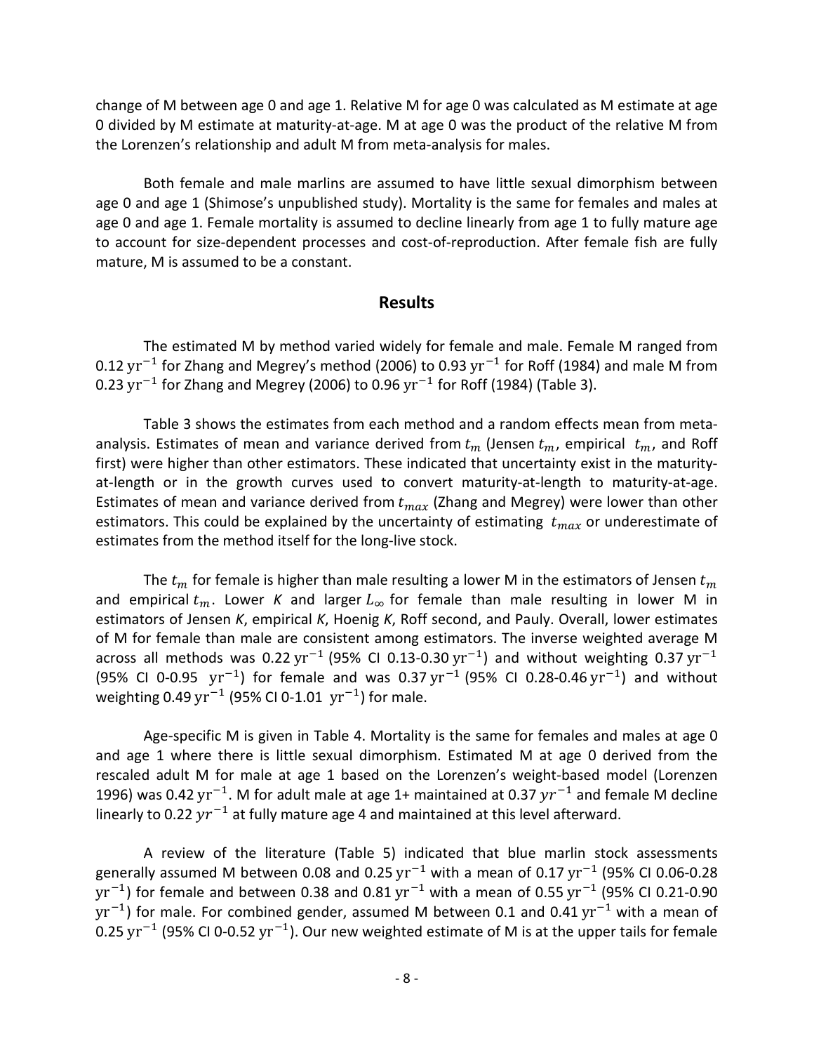change of M between age 0 and age 1. Relative M for age 0 was calculated as M estimate at age 0 divided by M estimate at maturity-at-age. M at age 0 was the product of the relative M from the Lorenzen's relationship and adult M from meta-analysis for males.

Both female and male marlins are assumed to have little sexual dimorphism between age 0 and age 1 (Shimose's unpublished study). Mortality is the same for females and males at age 0 and age 1. Female mortality is assumed to decline linearly from age 1 to fully mature age to account for size-dependent processes and cost-of-reproduction. After female fish are fully mature, M is assumed to be a constant.

## Results

The estimated M by method varied widely for female and male. Female M ranged from 0.12 $\text{yr}^{-1}$ for Zhang and Megrey's method (2006) to 0.93 $\text{yr}^{-1}$ for Roff (1984) and male M from 0.23 $\text{yr}^{-1}$ for Zhang and Megrey (2006) to 0.96 $\text{yr}^{-1}$ for Roff (1984) (Table 3).

Table 3 shows the estimates from each method and a random effects mean from meta-analysis. Estimates of mean and variance derived from $t_m$ (Jensen $t_m$, empirical $t_m$, and Roff first) were higher than other estimators. These indicated that uncertainty exist in the maturity-at-length or in the growth curves used to convert maturity-at-length to maturity-at-age. Estimates of mean and variance derived from $t_{max}$ (Zhang and Megrey) were lower than other estimators. This could be explained by the uncertainty of estimating $t_{max}$ or underestimate of estimates from the method itself for the long-live stock.

The $t_m$ for female is higher than male resulting a lower M in the estimators of Jensen $t_m$ and empirical $t_m$. Lower *K* and larger $L_\infty$ for female than male resulting in lower M in estimators of Jensen *K*, empirical *K*, Hoenig *K*, Roff second, and Pauly. Overall, lower estimates of M for female than male are consistent among estimators. The inverse weighted average M across all methods was 0.22 $\text{yr}^{-1}$ (95% CI 0.13-0.30 $\text{yr}^{-1}$) and without weighting 0.37 $\text{yr}^{-1}$ (95% CI 0-0.95 $\text{yr}^{-1}$) for female and was 0.37 $\text{yr}^{-1}$ (95% CI 0.28-0.46 $\text{yr}^{-1}$) and without weighting 0.49 $\text{yr}^{-1}$ (95% CI 0-1.01 $\text{yr}^{-1}$) for male.

Age-specific M is given in Table 4. Mortality is the same for females and males at age 0 and age 1 where there is little sexual dimorphism. Estimated M at age 0 derived from the rescaled adult M for male at age 1 based on the Lorenzen's weight-based model (Lorenzen 1996) was 0.42 $\text{yr}^{-1}$. M for adult male at age 1+ maintained at 0.37 $yr^{-1}$ and female M decline linearly to 0.22 $yr^{-1}$ at fully mature age 4 and maintained at this level afterward.

A review of the literature (Table 5) indicated that blue marlin stock assessments generally assumed M between 0.08 and 0.25 $\text{yr}^{-1}$ with a mean of 0.17 $\text{yr}^{-1}$ (95% CI 0.06-0.28 $\text{yr}^{-1}$) for female and between 0.38 and 0.81 $\text{yr}^{-1}$ with a mean of 0.55 $\text{yr}^{-1}$ (95% CI 0.21-0.90 $\text{yr}^{-1}$) for male. For combined gender, assumed M between 0.1 and 0.41 $\text{yr}^{-1}$ with a mean of 0.25 $\text{yr}^{-1}$ (95% CI 0-0.52 $\text{yr}^{-1}$). Our new weighted estimate of M is at the upper tails for female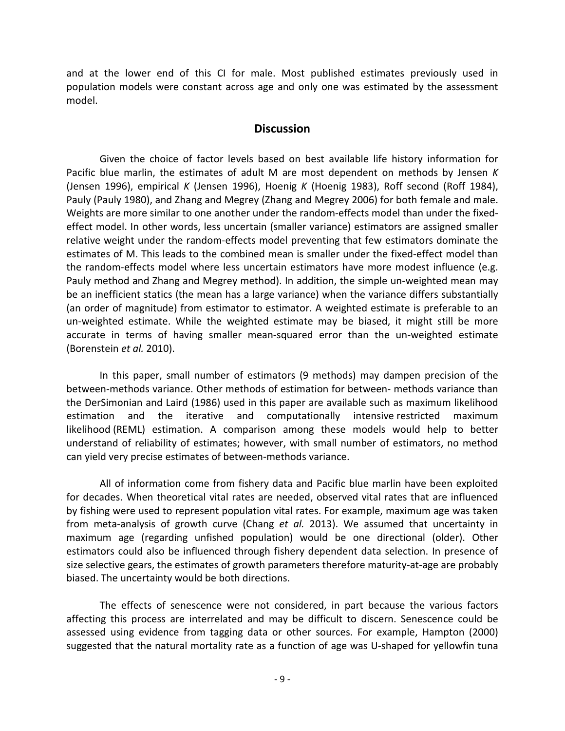and at the lower end of this CI for male. Most published estimates previously used in population models were constant across age and only one was estimated by the assessment model.

## Discussion

Given the choice of factor levels based on best available life history information for Pacific blue marlin, the estimates of adult M are most dependent on methods by Jensen *K* (Jensen 1996), empirical *K* (Jensen 1996), Hoenig *K* (Hoenig 1983), Roff second (Roff 1984), Pauly (Pauly 1980), and Zhang and Megrey (Zhang and Megrey 2006) for both female and male. Weights are more similar to one another under the random-effects model than under the fixed-effect model. In other words, less uncertain (smaller variance) estimators are assigned smaller relative weight under the random-effects model preventing that few estimators dominate the estimates of M. This leads to the combined mean is smaller under the fixed-effect model than the random-effects model where less uncertain estimators have more modest influence (e.g. Pauly method and Zhang and Megrey method). In addition, the simple un-weighted mean may be an inefficient statics (the mean has a large variance) when the variance differs substantially (an order of magnitude) from estimator to estimator. A weighted estimate is preferable to an un-weighted estimate. While the weighted estimate may be biased, it might still be more accurate in terms of having smaller mean-squared error than the un-weighted estimate (Borenstein *et al.* 2010).

In this paper, small number of estimators (9 methods) may dampen precision of the between-methods variance. Other methods of estimation for between- methods variance than the DerSimonian and Laird (1986) used in this paper are available such as maximum likelihood estimation and the iterative and computationally intensive restricted maximum likelihood (REML) estimation. A comparison among these models would help to better understand of reliability of estimates; however, with small number of estimators, no method can yield very precise estimates of between-methods variance.

All of information come from fishery data and Pacific blue marlin have been exploited for decades. When theoretical vital rates are needed, observed vital rates that are influenced by fishing were used to represent population vital rates. For example, maximum age was taken from meta-analysis of growth curve (Chang *et al.* 2013). We assumed that uncertainty in maximum age (regarding unfished population) would be one directional (older). Other estimators could also be influenced through fishery dependent data selection. In presence of size selective gears, the estimates of growth parameters therefore maturity-at-age are probably biased. The uncertainty would be both directions.

The effects of senescence were not considered, in part because the various factors affecting this process are interrelated and may be difficult to discern. Senescence could be assessed using evidence from tagging data or other sources. For example, Hampton (2000) suggested that the natural mortality rate as a function of age was U-shaped for yellowfin tuna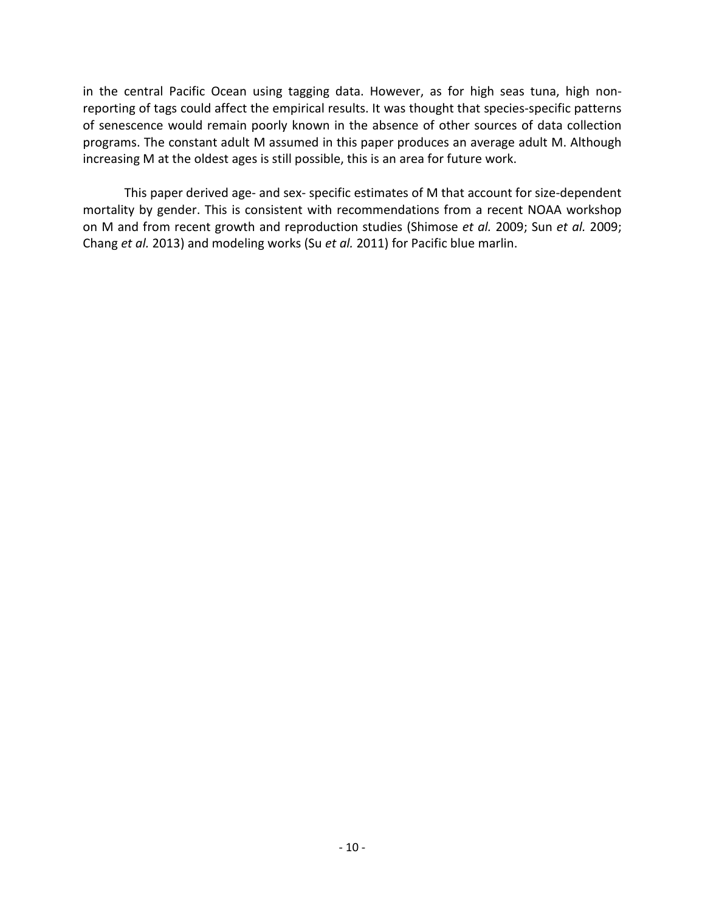in the central Pacific Ocean using tagging data. However, as for high seas tuna, high non-reporting of tags could affect the empirical results. It was thought that species-specific patterns of senescence would remain poorly known in the absence of other sources of data collection programs. The constant adult M assumed in this paper produces an average adult M. Although increasing M at the oldest ages is still possible, this is an area for future work.

This paper derived age- and sex- specific estimates of M that account for size-dependent mortality by gender. This is consistent with recommendations from a recent NOAA workshop on M and from recent growth and reproduction studies (Shimose *et al.* 2009; Sun *et al.* 2009; Chang *et al.* 2013) and modeling works (Su *et al.* 2011) for Pacific blue marlin.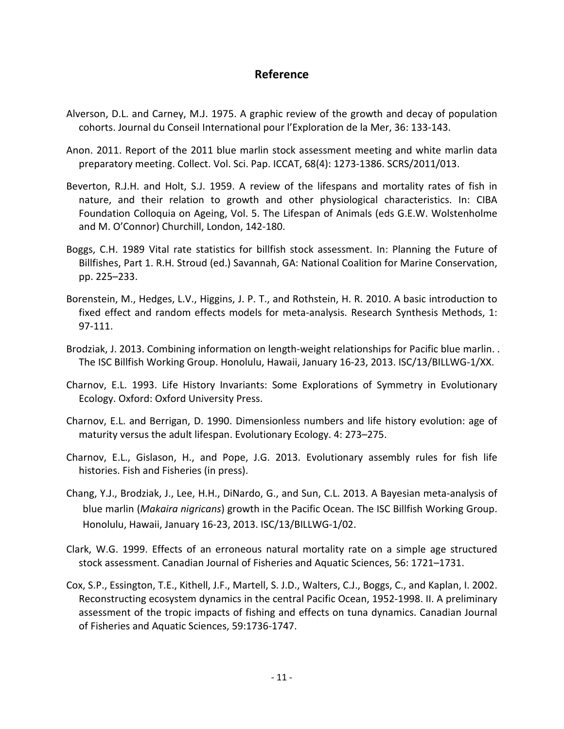## Reference

Alverson, D.L. and Carney, M.J. 1975. A graphic review of the growth and decay of population cohorts. Journal du Conseil International pour l'Exploration de la Mer, 36: 133-143.

Anon. 2011. Report of the 2011 blue marlin stock assessment meeting and white marlin data preparatory meeting. Collect. Vol. Sci. Pap. ICCAT, 68(4): 1273-1386. SCRS/2011/013.

Beverton, R.J.H. and Holt, S.J. 1959. A review of the lifespans and mortality rates of fish in nature, and their relation to growth and other physiological characteristics. In: CIBA Foundation Colloquia on Ageing, Vol. 5. The Lifespan of Animals (eds G.E.W. Wolstenholme and M. O'Connor) Churchill, London, 142-180.

Boggs, C.H. 1989 Vital rate statistics for billfish stock assessment. In: Planning the Future of Billfishes, Part 1. R.H. Stroud (ed.) Savannah, GA: National Coalition for Marine Conservation, pp. 225–233.

Borenstein, M., Hedges, L.V., Higgins, J. P. T., and Rothstein, H. R. 2010. A basic introduction to fixed effect and random effects models for meta-analysis. Research Synthesis Methods, 1: 97-111.

Brodziak, J. 2013. Combining information on length-weight relationships for Pacific blue marlin. . The ISC Billfish Working Group. Honolulu, Hawaii, January 16-23, 2013. ISC/13/BILLWG-1/XX.

Charnov, E.L. 1993. Life History Invariants: Some Explorations of Symmetry in Evolutionary Ecology. Oxford: Oxford University Press.

Charnov, E.L. and Berrigan, D. 1990. Dimensionless numbers and life history evolution: age of maturity versus the adult lifespan. Evolutionary Ecology. 4: 273–275.

Charnov, E.L., Gislason, H., and Pope, J.G. 2013. Evolutionary assembly rules for fish life histories. Fish and Fisheries (in press).

Chang, Y.J., Brodziak, J., Lee, H.H., DiNardo, G., and Sun, C.L. 2013. A Bayesian meta-analysis of blue marlin (*Makaira nigricans*) growth in the Pacific Ocean. The ISC Billfish Working Group. Honolulu, Hawaii, January 16-23, 2013. ISC/13/BILLWG-1/02.

Clark, W.G. 1999. Effects of an erroneous natural mortality rate on a simple age structured stock assessment. Canadian Journal of Fisheries and Aquatic Sciences, 56: 1721–1731.

Cox, S.P., Essington, T.E., Kithell, J.F., Martell, S. J.D., Walters, C.J., Boggs, C., and Kaplan, I. 2002. Reconstructing ecosystem dynamics in the central Pacific Ocean, 1952-1998. II. A preliminary assessment of the tropic impacts of fishing and effects on tuna dynamics. Canadian Journal of Fisheries and Aquatic Sciences, 59:1736-1747.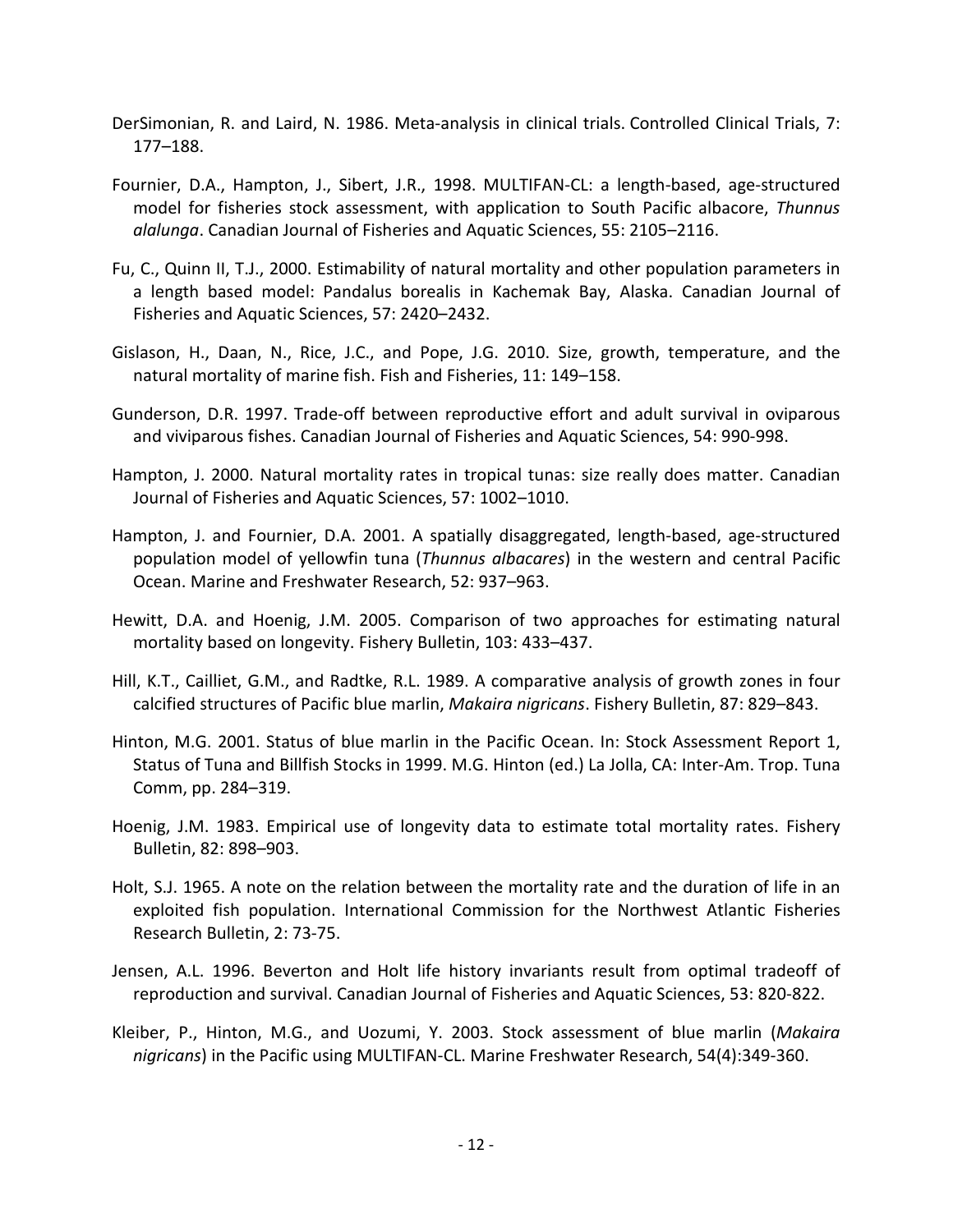DerSimonian, R. and Laird, N. 1986. Meta-analysis in clinical trials. Controlled Clinical Trials, 7: 177–188.

Fournier, D.A., Hampton, J., Sibert, J.R., 1998. MULTIFAN-CL: a length-based, age-structured model for fisheries stock assessment, with application to South Pacific albacore, *Thunnus alalunga*. Canadian Journal of Fisheries and Aquatic Sciences, 55: 2105–2116.

Fu, C., Quinn II, T.J., 2000. Estimability of natural mortality and other population parameters in a length based model: Pandalus borealis in Kachemak Bay, Alaska. Canadian Journal of Fisheries and Aquatic Sciences, 57: 2420–2432.

Gislason, H., Daan, N., Rice, J.C., and Pope, J.G. 2010. Size, growth, temperature, and the natural mortality of marine fish. Fish and Fisheries, 11: 149–158.

Gunderson, D.R. 1997. Trade-off between reproductive effort and adult survival in oviparous and viviparous fishes. Canadian Journal of Fisheries and Aquatic Sciences, 54: 990-998.

Hampton, J. 2000. Natural mortality rates in tropical tunas: size really does matter. Canadian Journal of Fisheries and Aquatic Sciences, 57: 1002–1010.

Hampton, J. and Fournier, D.A. 2001. A spatially disaggregated, length-based, age-structured population model of yellowfin tuna (*Thunnus albacares*) in the western and central Pacific Ocean. Marine and Freshwater Research, 52: 937–963.

Hewitt, D.A. and Hoenig, J.M. 2005. Comparison of two approaches for estimating natural mortality based on longevity. Fishery Bulletin, 103: 433–437.

Hill, K.T., Cailliet, G.M., and Radtke, R.L. 1989. A comparative analysis of growth zones in four calcified structures of Pacific blue marlin, *Makaira nigricans*. Fishery Bulletin, 87: 829–843.

Hinton, M.G. 2001. Status of blue marlin in the Pacific Ocean. In: Stock Assessment Report 1, Status of Tuna and Billfish Stocks in 1999. M.G. Hinton (ed.) La Jolla, CA: Inter-Am. Trop. Tuna Comm, pp. 284–319.

Hoenig, J.M. 1983. Empirical use of longevity data to estimate total mortality rates. Fishery Bulletin, 82: 898–903.

Holt, S.J. 1965. A note on the relation between the mortality rate and the duration of life in an exploited fish population. International Commission for the Northwest Atlantic Fisheries Research Bulletin, 2: 73-75.

Jensen, A.L. 1996. Beverton and Holt life history invariants result from optimal tradeoff of reproduction and survival. Canadian Journal of Fisheries and Aquatic Sciences, 53: 820-822.

Kleiber, P., Hinton, M.G., and Uozumi, Y. 2003. Stock assessment of blue marlin (*Makaira nigricans*) in the Pacific using MULTIFAN-CL. Marine Freshwater Research, 54(4):349-360.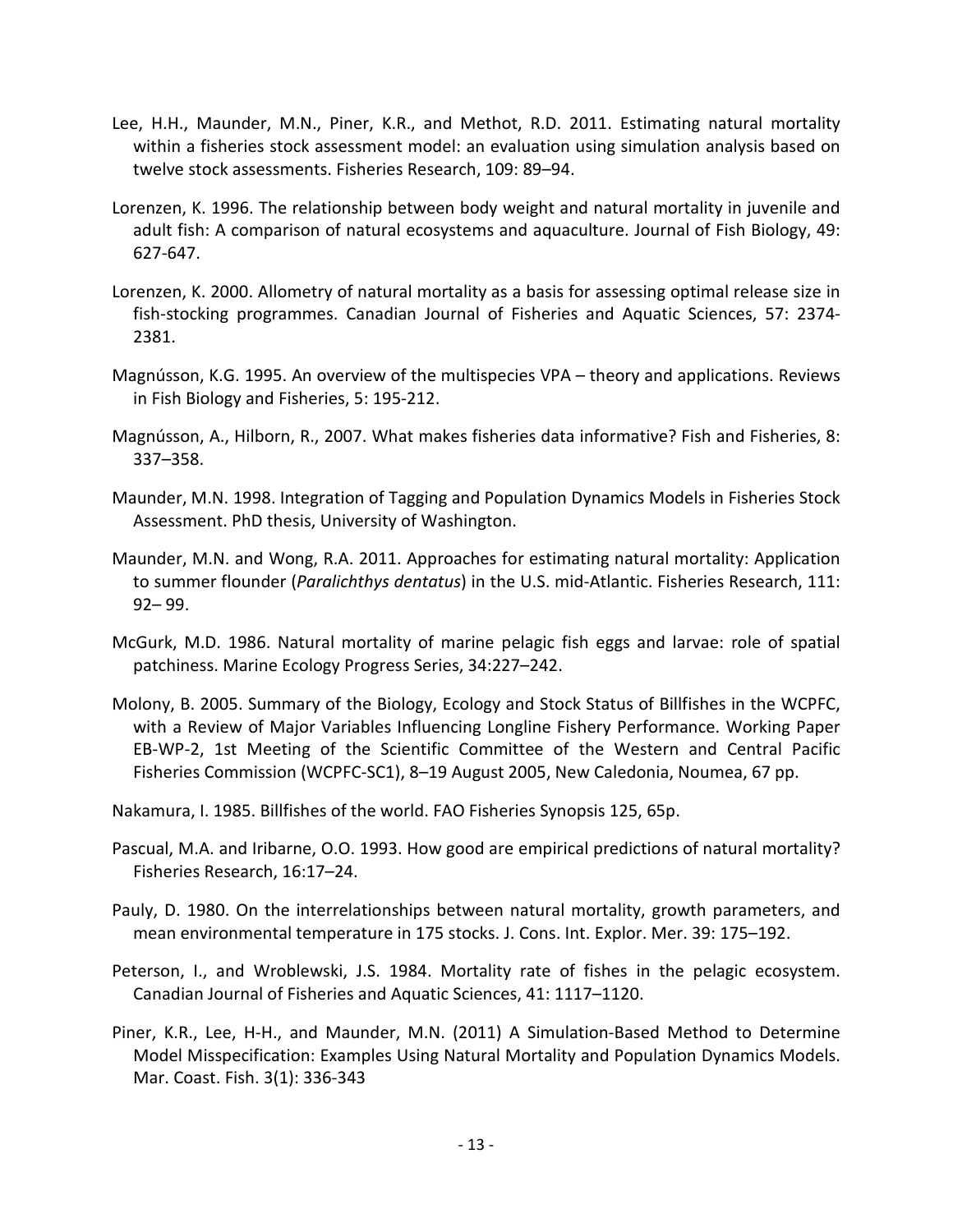Lee, H.H., Maunder, M.N., Piner, K.R., and Methot, R.D. 2011. Estimating natural mortality within a fisheries stock assessment model: an evaluation using simulation analysis based on twelve stock assessments. Fisheries Research, 109: 89–94.

Lorenzen, K. 1996. The relationship between body weight and natural mortality in juvenile and adult fish: A comparison of natural ecosystems and aquaculture. Journal of Fish Biology, 49: 627-647.

Lorenzen, K. 2000. Allometry of natural mortality as a basis for assessing optimal release size in fish-stocking programmes. Canadian Journal of Fisheries and Aquatic Sciences, 57: 2374-2381.

Magnússon, K.G. 1995. An overview of the multispecies VPA – theory and applications. Reviews in Fish Biology and Fisheries, 5: 195-212.

Magnússon, A., Hilborn, R., 2007. What makes fisheries data informative? Fish and Fisheries, 8: 337–358.

Maunder, M.N. 1998. Integration of Tagging and Population Dynamics Models in Fisheries Stock Assessment. PhD thesis, University of Washington.

Maunder, M.N. and Wong, R.A. 2011. Approaches for estimating natural mortality: Application to summer flounder (*Paralichthys dentatus*) in the U.S. mid-Atlantic. Fisheries Research, 111: 92– 99.

McGurk, M.D. 1986. Natural mortality of marine pelagic fish eggs and larvae: role of spatial patchiness. Marine Ecology Progress Series, 34:227–242.

Molony, B. 2005. Summary of the Biology, Ecology and Stock Status of Billfishes in the WCPFC, with a Review of Major Variables Influencing Longline Fishery Performance. Working Paper EB-WP-2, 1st Meeting of the Scientific Committee of the Western and Central Pacific Fisheries Commission (WCPFC-SC1), 8–19 August 2005, New Caledonia, Noumea, 67 pp.

Nakamura, I. 1985. Billfishes of the world. FAO Fisheries Synopsis 125, 65p.

Pascual, M.A. and Iribarne, O.O. 1993. How good are empirical predictions of natural mortality? Fisheries Research, 16:17–24.

Pauly, D. 1980. On the interrelationships between natural mortality, growth parameters, and mean environmental temperature in 175 stocks. J. Cons. Int. Explor. Mer. 39: 175–192.

Peterson, I., and Wroblewski, J.S. 1984. Mortality rate of fishes in the pelagic ecosystem. Canadian Journal of Fisheries and Aquatic Sciences, 41: 1117–1120.

Piner, K.R., Lee, H-H., and Maunder, M.N. (2011) A Simulation-Based Method to Determine Model Misspecification: Examples Using Natural Mortality and Population Dynamics Models. Mar. Coast. Fish. 3(1): 336-343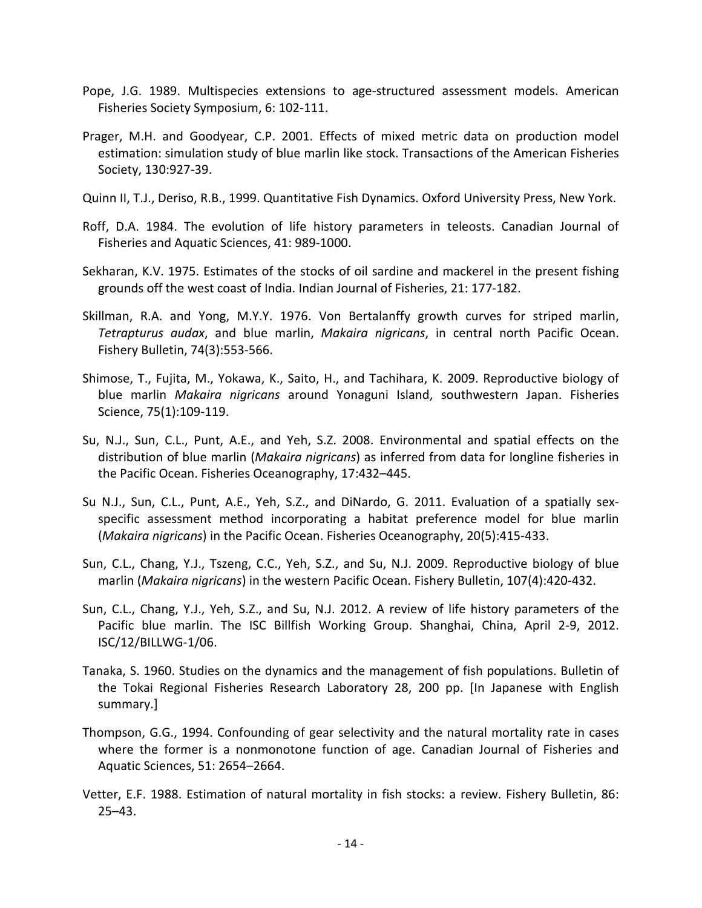Pope, J.G. 1989. Multispecies extensions to age-structured assessment models. American Fisheries Society Symposium, 6: 102-111.

Prager, M.H. and Goodyear, C.P. 2001. Effects of mixed metric data on production model estimation: simulation study of blue marlin like stock. Transactions of the American Fisheries Society, 130:927-39.

Quinn II, T.J., Deriso, R.B., 1999. Quantitative Fish Dynamics. Oxford University Press, New York.

Roff, D.A. 1984. The evolution of life history parameters in teleosts. Canadian Journal of Fisheries and Aquatic Sciences, 41: 989-1000.

Sekharan, K.V. 1975. Estimates of the stocks of oil sardine and mackerel in the present fishing grounds off the west coast of India. Indian Journal of Fisheries, 21: 177-182.

Skillman, R.A. and Yong, M.Y.Y. 1976. Von Bertalanffy growth curves for striped marlin, *Tetrapturus audax*, and blue marlin, *Makaira nigricans*, in central north Pacific Ocean. Fishery Bulletin, 74(3):553-566.

Shimose, T., Fujita, M., Yokawa, K., Saito, H., and Tachihara, K. 2009. Reproductive biology of blue marlin *Makaira nigricans* around Yonaguni Island, southwestern Japan. Fisheries Science, 75(1):109-119.

Su, N.J., Sun, C.L., Punt, A.E., and Yeh, S.Z. 2008. Environmental and spatial effects on the distribution of blue marlin (*Makaira nigricans*) as inferred from data for longline fisheries in the Pacific Ocean. Fisheries Oceanography, 17:432–445.

Su N.J., Sun, C.L., Punt, A.E., Yeh, S.Z., and DiNardo, G. 2011. Evaluation of a spatially sex-specific assessment method incorporating a habitat preference model for blue marlin (*Makaira nigricans*) in the Pacific Ocean. Fisheries Oceanography, 20(5):415-433.

Sun, C.L., Chang, Y.J., Tszeng, C.C., Yeh, S.Z., and Su, N.J. 2009. Reproductive biology of blue marlin (*Makaira nigricans*) in the western Pacific Ocean. Fishery Bulletin, 107(4):420-432.

Sun, C.L., Chang, Y.J., Yeh, S.Z., and Su, N.J. 2012. A review of life history parameters of the Pacific blue marlin. The ISC Billfish Working Group. Shanghai, China, April 2-9, 2012. ISC/12/BILLWG-1/06.

Tanaka, S. 1960. Studies on the dynamics and the management of fish populations. Bulletin of the Tokai Regional Fisheries Research Laboratory 28, 200 pp. [In Japanese with English summary.]

Thompson, G.G., 1994. Confounding of gear selectivity and the natural mortality rate in cases where the former is a nonmonotone function of age. Canadian Journal of Fisheries and Aquatic Sciences, 51: 2654–2664.

Vetter, E.F. 1988. Estimation of natural mortality in fish stocks: a review. Fishery Bulletin, 86: 25–43.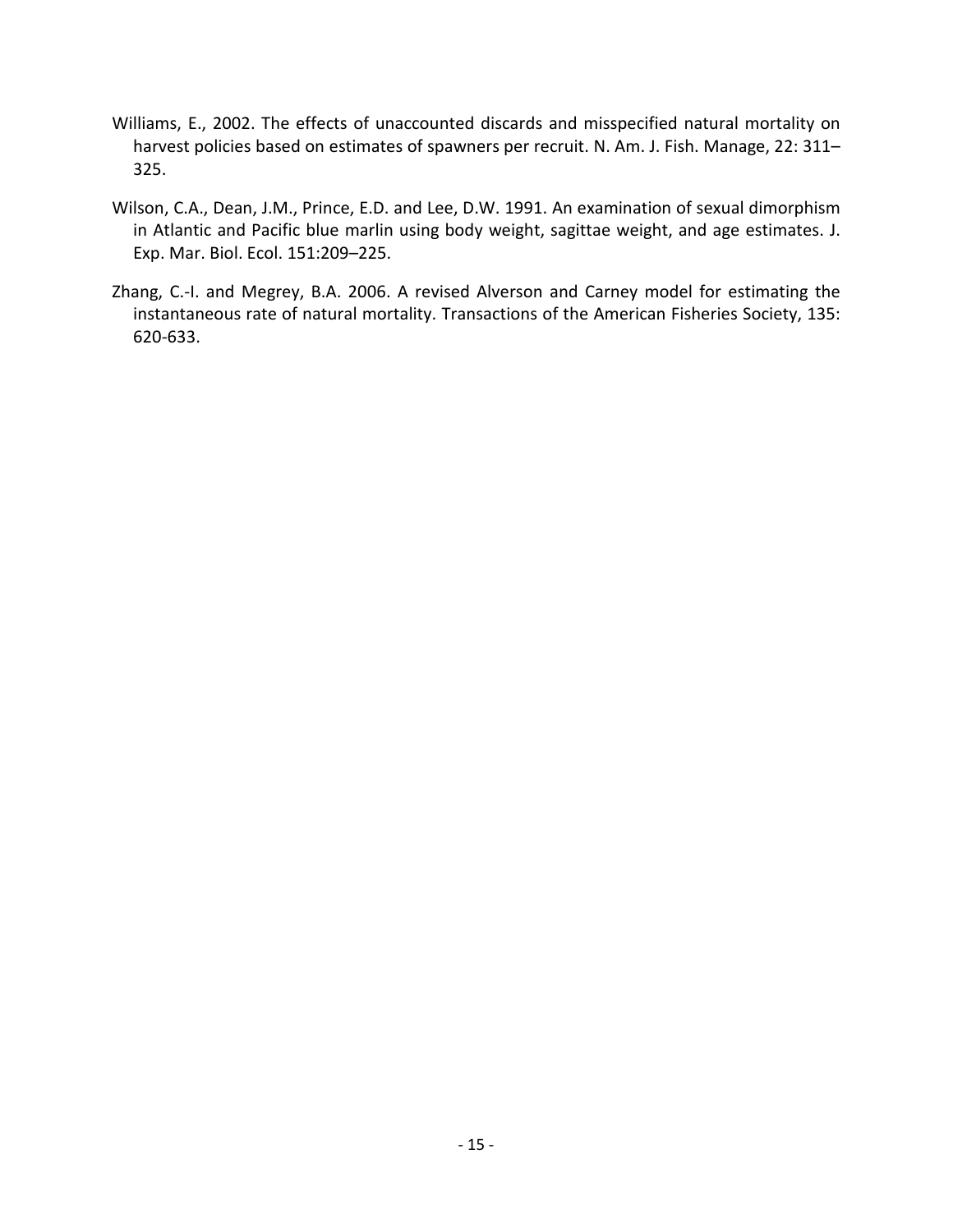Williams, E., 2002. The effects of unaccounted discards and misspecified natural mortality on harvest policies based on estimates of spawners per recruit. N. Am. J. Fish. Manage, 22: 311–325.

Wilson, C.A., Dean, J.M., Prince, E.D. and Lee, D.W. 1991. An examination of sexual dimorphism in Atlantic and Pacific blue marlin using body weight, sagittae weight, and age estimates. J. Exp. Mar. Biol. Ecol. 151:209–225.

Zhang, C.-I. and Megrey, B.A. 2006. A revised Alverson and Carney model for estimating the instantaneous rate of natural mortality. Transactions of the American Fisheries Society, 135: 620-633.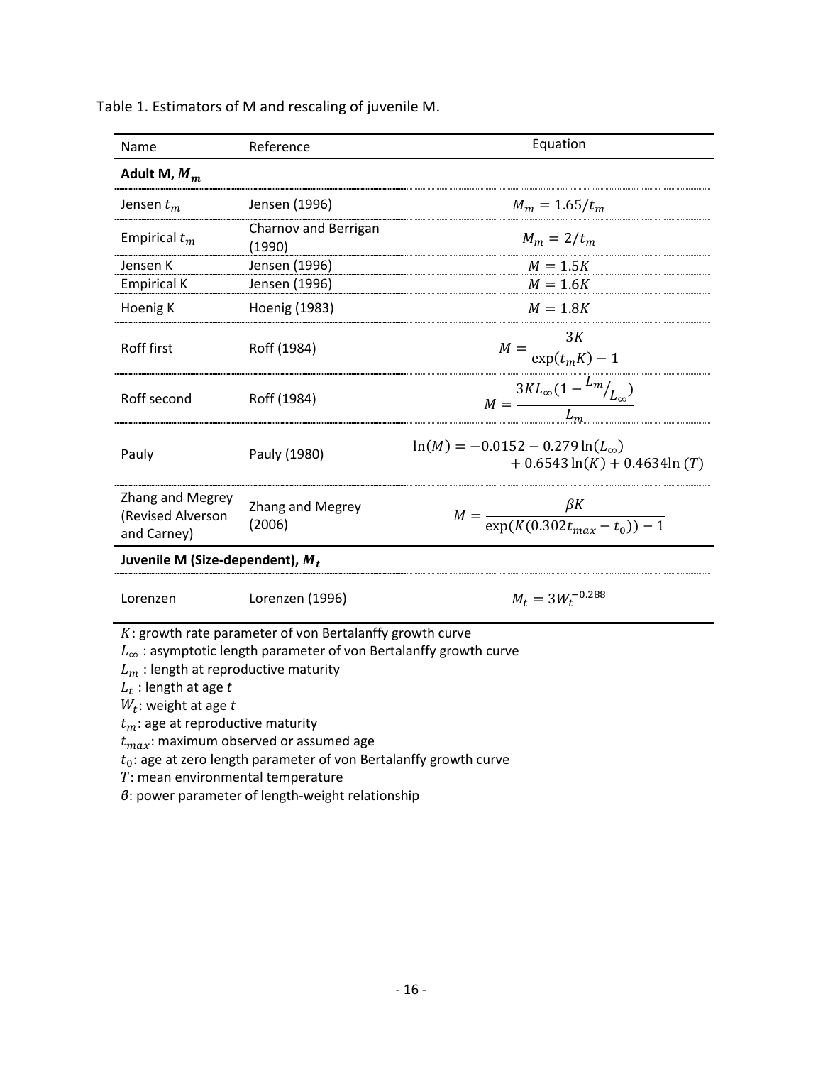Table 1. Estimators of M and rescaling of juvenile M.

| Name | Reference | Equation |
|---|---|---|
| **Adult M, $M_m$** | | |
| Jensen $t_m$ | Jensen (1996) | $M_m = 1.65/t_m$ |
| Empirical $t_m$ | Charnov and Berrigan (1990) | $M_m = 2/t_m$ |
| Jensen K | Jensen (1996) | $M = 1.5K$ |
| Empirical K | Jensen (1996) | $M = 1.6K$ |
| Hoenig K | Hoenig (1983) | $M = 1.8K$ |
| Roff first | Roff (1984) | $M = \frac{3K}{\exp(t_m K) - 1}$ |
| Roff second | Roff (1984) | $M = \frac{3KL_\infty(1 - {L_m}/{L_\infty})}{L_m}$ |
| Pauly | Pauly (1980) | $\ln(M) = -0.0152 - 0.279\ln(L_\infty) + 0.6543\ln(K) + 0.4634\ln(T)$ |
| Zhang and Megrey (Revised Alverson and Carney) | Zhang and Megrey (2006) | $M = \frac{\beta K}{\exp(K(0.302 t_{max} - t_0)) - 1}$ |
| **Juvenile M (Size-dependent), $M_t$** | | |
| Lorenzen | Lorenzen (1996) | $M_t = 3W_t^{-0.288}$ |

$K$: growth rate parameter of von Bertalanffy growth curve

$L_\infty$ : asymptotic length parameter of von Bertalanffy growth curve

$L_m$ : length at reproductive maturity

$L_t$ : length at age *t*

$W_t$: weight at age *t*

$t_m$: age at reproductive maturity

$t_{max}$: maximum observed or assumed age

$t_0$: age at zero length parameter of von Bertalanffy growth curve

$T$: mean environmental temperature

$\beta$: power parameter of length-weight relationship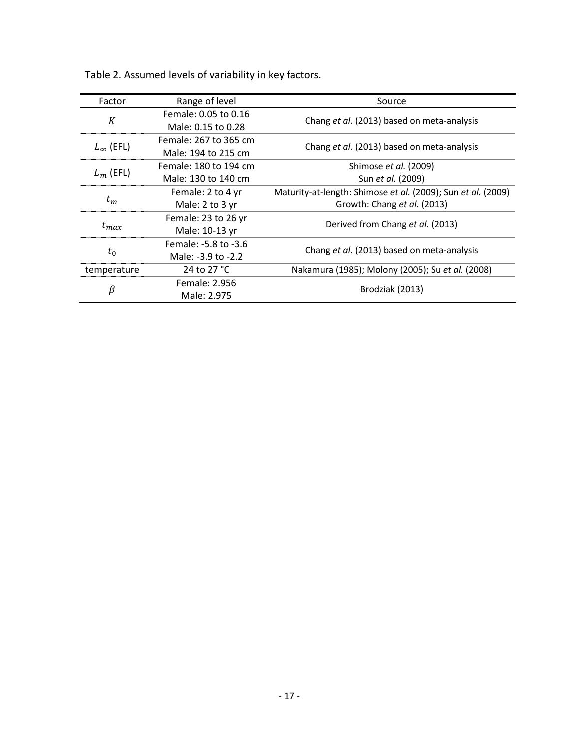Table 2. Assumed levels of variability in key factors.

| Factor | Range of level | Source |
|---|---|---|
| $K$ | Female: 0.05 to 0.16<br>Male: 0.15 to 0.28 | Chang *et al.* (2013) based on meta-analysis |
| $L_{\infty}$ (EFL) | Female: 267 to 365 cm<br>Male: 194 to 215 cm | Chang *et al.* (2013) based on meta-analysis |
| $L_m$ (EFL) | Female: 180 to 194 cm<br>Male: 130 to 140 cm | Shimose *et al.* (2009)<br>Sun *et al.* (2009) |
| $t_m$ | Female: 2 to 4 yr<br>Male: 2 to 3 yr | Maturity-at-length: Shimose *et al.* (2009); Sun *et al.* (2009)<br>Growth: Chang *et al.* (2013) |
| $t_{max}$ | Female: 23 to 26 yr<br>Male: 10-13 yr | Derived from Chang *et al.* (2013) |
| $t_0$ | Female: -5.8 to -3.6<br>Male: -3.9 to -2.2 | Chang *et al.* (2013) based on meta-analysis |
| temperature | 24 to 27 °C | Nakamura (1985); Molony (2005); Su *et al.* (2008) |
| $\beta$ | Female: 2.956<br>Male: 2.975 | Brodziak (2013) |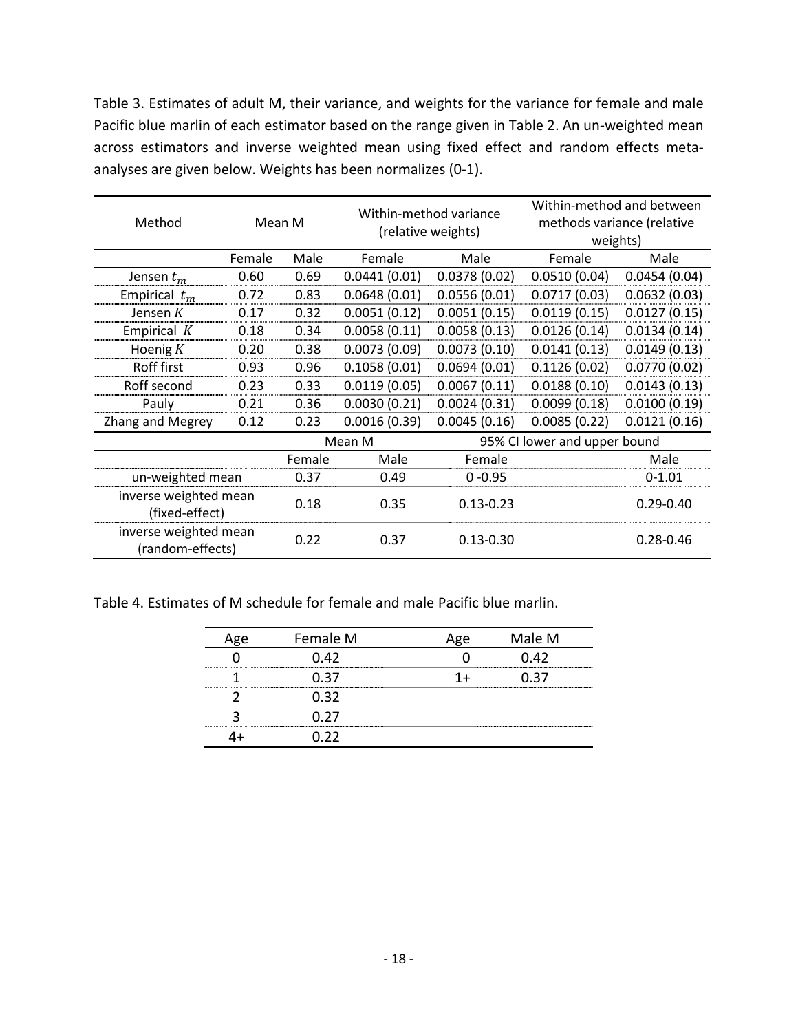Table 3. Estimates of adult M, their variance, and weights for the variance for female and male Pacific blue marlin of each estimator based on the range given in Table 2. An un-weighted mean across estimators and inverse weighted mean using fixed effect and random effects meta-analyses are given below. Weights has been normalizes (0-1).

| Method | Mean M | | Within-method variance (relative weights) | | Within-method and between methods variance (relative weights) | |
|---|---|---|---|---|---|---|
| | Female | Male | Female | Male | Female | Male |
| Jensen $t_m$ | 0.60 | 0.69 | 0.0441 (0.01) | 0.0378 (0.02) | 0.0510 (0.04) | 0.0454 (0.04) |
| Empirical $t_m$ | 0.72 | 0.83 | 0.0648 (0.01) | 0.0556 (0.01) | 0.0717 (0.03) | 0.0632 (0.03) |
| Jensen $K$ | 0.17 | 0.32 | 0.0051 (0.12) | 0.0051 (0.15) | 0.0119 (0.15) | 0.0127 (0.15) |
| Empirical $K$ | 0.18 | 0.34 | 0.0058 (0.11) | 0.0058 (0.13) | 0.0126 (0.14) | 0.0134 (0.14) |
| Hoenig $K$ | 0.20 | 0.38 | 0.0073 (0.09) | 0.0073 (0.10) | 0.0141 (0.13) | 0.0149 (0.13) |
| Roff first | 0.93 | 0.96 | 0.1058 (0.01) | 0.0694 (0.01) | 0.1126 (0.02) | 0.0770 (0.02) |
| Roff second | 0.23 | 0.33 | 0.0119 (0.05) | 0.0067 (0.11) | 0.0188 (0.10) | 0.0143 (0.13) |
| Pauly | 0.21 | 0.36 | 0.0030 (0.21) | 0.0024 (0.31) | 0.0099 (0.18) | 0.0100 (0.19) |
| Zhang and Megrey | 0.12 | 0.23 | 0.0016 (0.39) | 0.0045 (0.16) | 0.0085 (0.22) | 0.0121 (0.16) |
| | Mean M | | 95% CI lower and upper bound | | | |
| | Female | Male | Female | | Male | |
| un-weighted mean | 0.37 | 0.49 | 0 -0.95 | | 0-1.01 | |
| inverse weighted mean (fixed-effect) | 0.18 | 0.35 | 0.13-0.23 | | 0.29-0.40 | |
| inverse weighted mean (random-effects) | 0.22 | 0.37 | 0.13-0.30 | | 0.28-0.46 | |

Table 4. Estimates of M schedule for female and male Pacific blue marlin.

| Age | Female M | Age | Male M |
|---|---|---|---|
| 0 | 0.42 | 0 | 0.42 |
| 1 | 0.37 | 1+ | 0.37 |
| 2 | 0.32 | | |
| 3 | 0.27 | | |
| 4+ | 0.22 | | |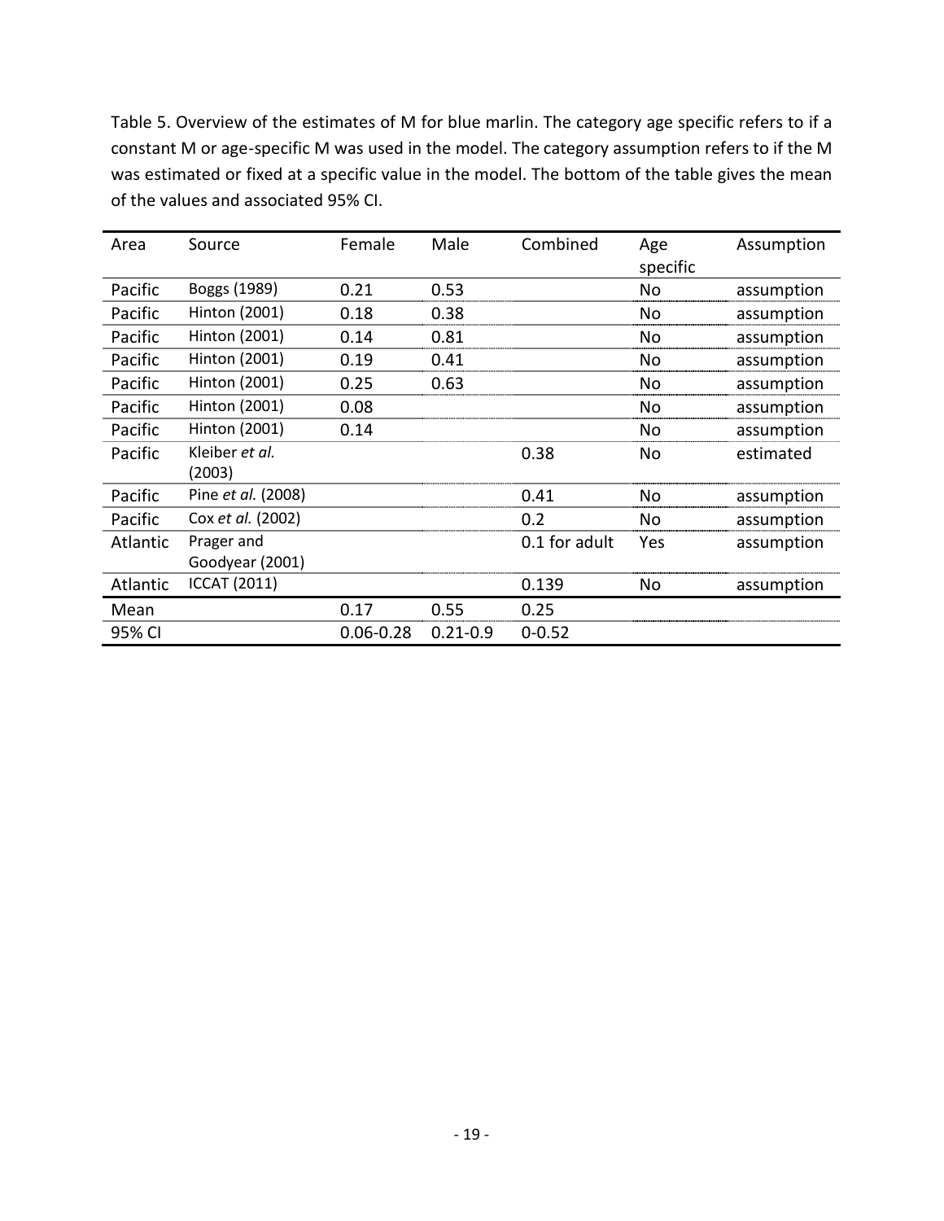Table 5. Overview of the estimates of M for blue marlin. The category age specific refers to if a constant M or age-specific M was used in the model. The category assumption refers to if the M was estimated or fixed at a specific value in the model. The bottom of the table gives the mean of the values and associated 95% CI.

| Area | Source | Female | Male | Combined | Age specific | Assumption |
|---|---|---|---|---|---|---|
| Pacific | Boggs (1989) | 0.21 | 0.53 | | No | assumption |
| Pacific | Hinton (2001) | 0.18 | 0.38 | | No | assumption |
| Pacific | Hinton (2001) | 0.14 | 0.81 | | No | assumption |
| Pacific | Hinton (2001) | 0.19 | 0.41 | | No | assumption |
| Pacific | Hinton (2001) | 0.25 | 0.63 | | No | assumption |
| Pacific | Hinton (2001) | 0.08 | | | No | assumption |
| Pacific | Hinton (2001) | 0.14 | | | No | assumption |
| Pacific | Kleiber *et al.* (2003) | | | 0.38 | No | estimated |
| Pacific | Pine *et al.* (2008) | | | 0.41 | No | assumption |
| Pacific | Cox *et al.* (2002) | | | 0.2 | No | assumption |
| Atlantic | Prager and Goodyear (2001) | | | 0.1 for adult | Yes | assumption |
| Atlantic | ICCAT (2011) | | | 0.139 | No | assumption |
| Mean | | 0.17 | 0.55 | 0.25 | | |
| 95% CI | | 0.06-0.28 | 0.21-0.9 | 0-0.52 | | |